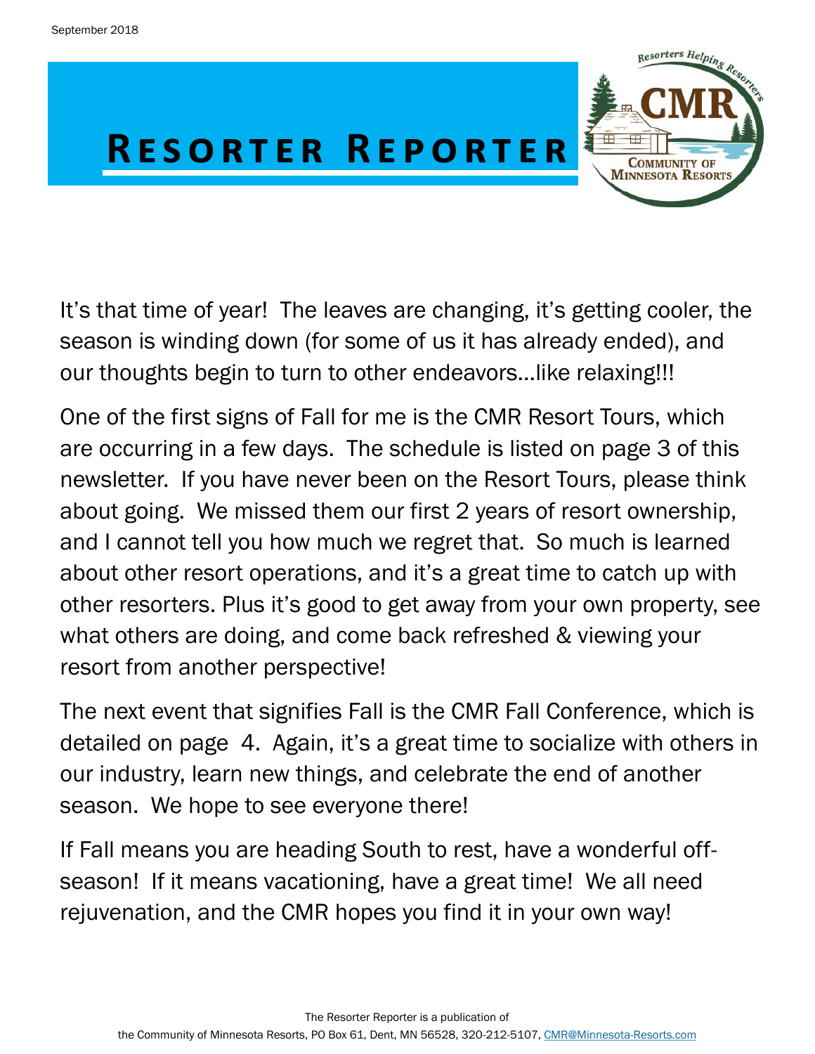September 2018

# Resorter Reporter

It's that time of year!  The leaves are changing, it's getting cooler, the season is winding down (for some of us it has already ended), and our thoughts begin to turn to other endeavors…like relaxing!!!

One of the first signs of Fall for me is the CMR Resort Tours, which are occurring in a few days.  The schedule is listed on page 3 of this newsletter.  If you have never been on the Resort Tours, please think about going.  We missed them our first 2 years of resort ownership, and I cannot tell you how much we regret that.  So much is learned about other resort operations, and it's a great time to catch up with other resorters. Plus it's good to get away from your own property, see what others are doing, and come back refreshed & viewing your resort from another perspective!

The next event that signifies Fall is the CMR Fall Conference, which is detailed on page  4.  Again, it's a great time to socialize with others in our industry, learn new things, and celebrate the end of another season.  We hope to see everyone there!

If Fall means you are heading South to rest, have a wonderful off-season!  If it means vacationing, have a great time!  We all need rejuvenation, and the CMR hopes you find it in your own way!

The Resorter Reporter is a publication of the Community of Minnesota Resorts, PO Box 61, Dent, MN 56528, 320-212-5107, CMR@Minnesota-Resorts.com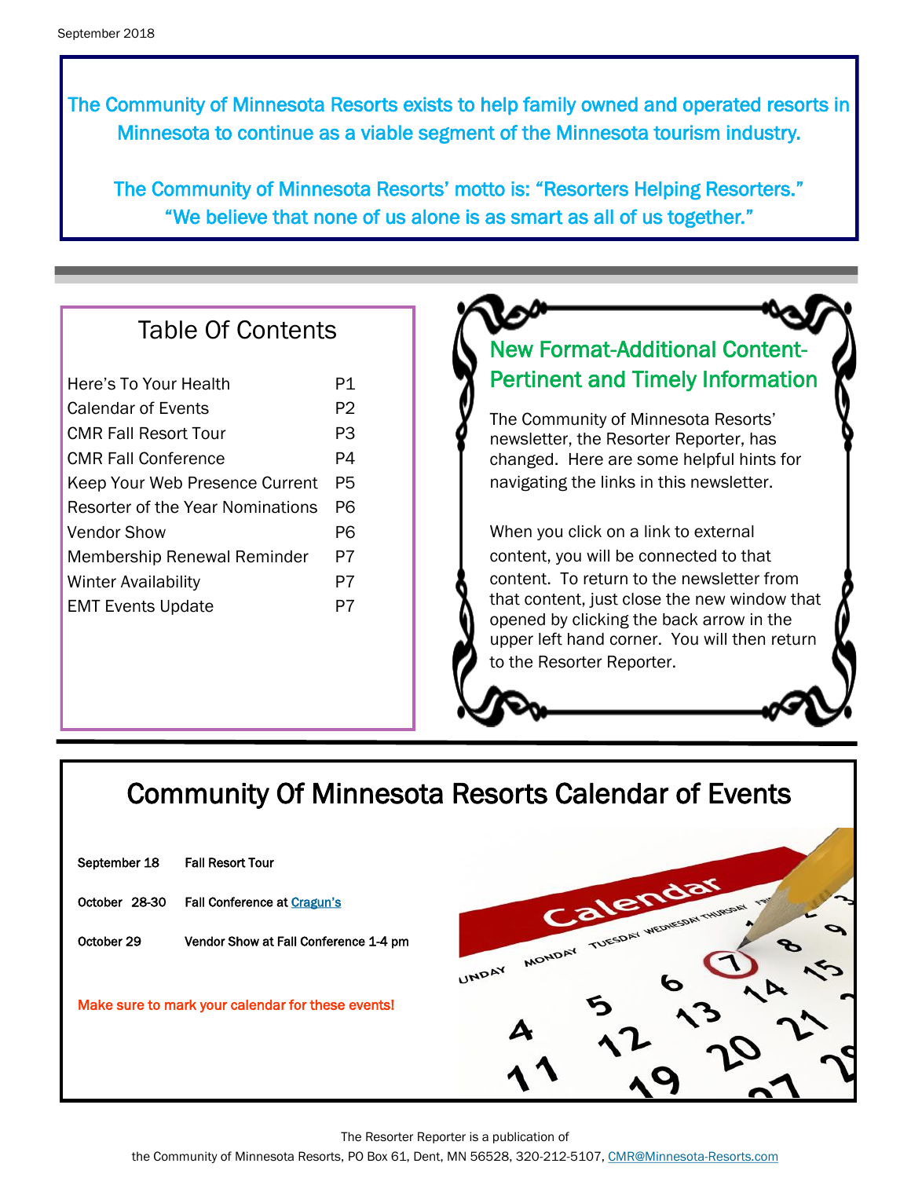September 2018

The Community of Minnesota Resorts exists to help family owned and operated resorts in Minnesota to continue as a viable segment of the Minnesota tourism industry.

The Community of Minnesota Resorts' motto is: "Resorters Helping Resorters."
"We believe that none of us alone is as smart as all of us together."

## Table Of Contents

| | |
|---|---|
| Here's To Your Health | P1 |
| Calendar of Events | P2 |
| CMR Fall Resort Tour | P3 |
| CMR Fall Conference | P4 |
| Keep Your Web Presence Current | P5 |
| Resorter of the Year Nominations | P6 |
| Vendor Show | P6 |
| Membership Renewal Reminder | P7 |
| Winter Availability | P7 |
| EMT Events Update | P7 |

## New Format-Additional Content-Pertinent and Timely Information

The Community of Minnesota Resorts' newsletter, the Resorter Reporter, has changed. Here are some helpful hints for navigating the links in this newsletter.

When you click on a link to external content, you will be connected to that content. To return to the newsletter from that content, just close the new window that opened by clicking the back arrow in the upper left hand corner. You will then return to the Resorter Reporter.

## Community Of Minnesota Resorts Calendar of Events

| | |
|---|---|
| September 18 | Fall Resort Tour |
| October 28-30 | Fall Conference at Cragun's |
| October 29 | Vendor Show at Fall Conference 1-4 pm |

Make sure to mark your calendar for these events!

The Resorter Reporter is a publication of
the Community of Minnesota Resorts, PO Box 61, Dent, MN 56528, 320-212-5107, CMR@Minnesota-Resorts.com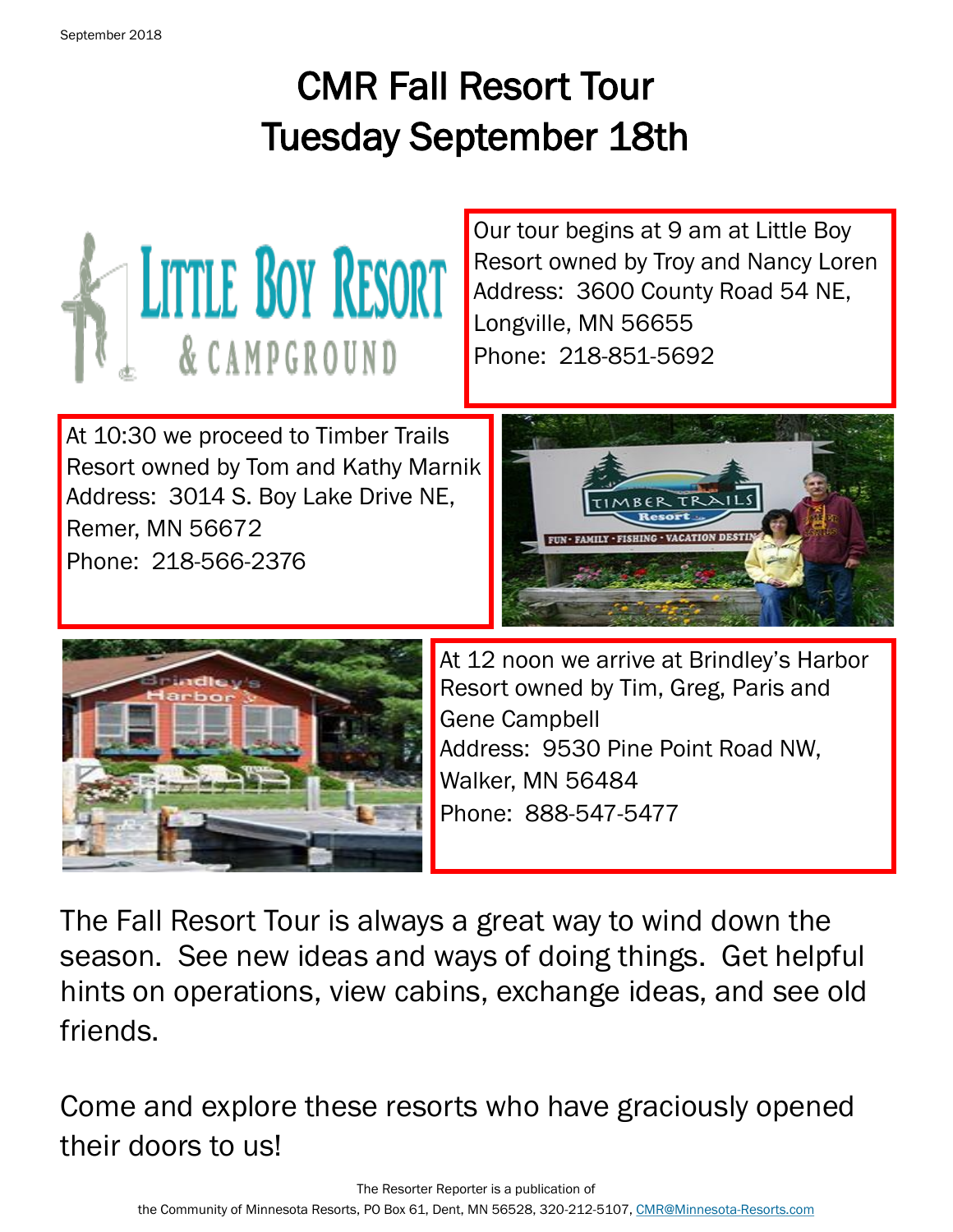# CMR Fall Resort Tour
# Tuesday September 18th

Our tour begins at 9 am at Little Boy Resort owned by Troy and Nancy Loren
Address: 3600 County Road 54 NE, Longville, MN 56655
Phone: 218-851-5692

At 10:30 we proceed to Timber Trails Resort owned by Tom and Kathy Marnik
Address: 3014 S. Boy Lake Drive NE, Remer, MN 56672
Phone: 218-566-2376

At 12 noon we arrive at Brindley's Harbor Resort owned by Tim, Greg, Paris and Gene Campbell
Address: 9530 Pine Point Road NW, Walker, MN 56484
Phone: 888-547-5477

The Fall Resort Tour is always a great way to wind down the season. See new ideas and ways of doing things. Get helpful hints on operations, view cabins, exchange ideas, and see old friends.

Come and explore these resorts who have graciously opened their doors to us!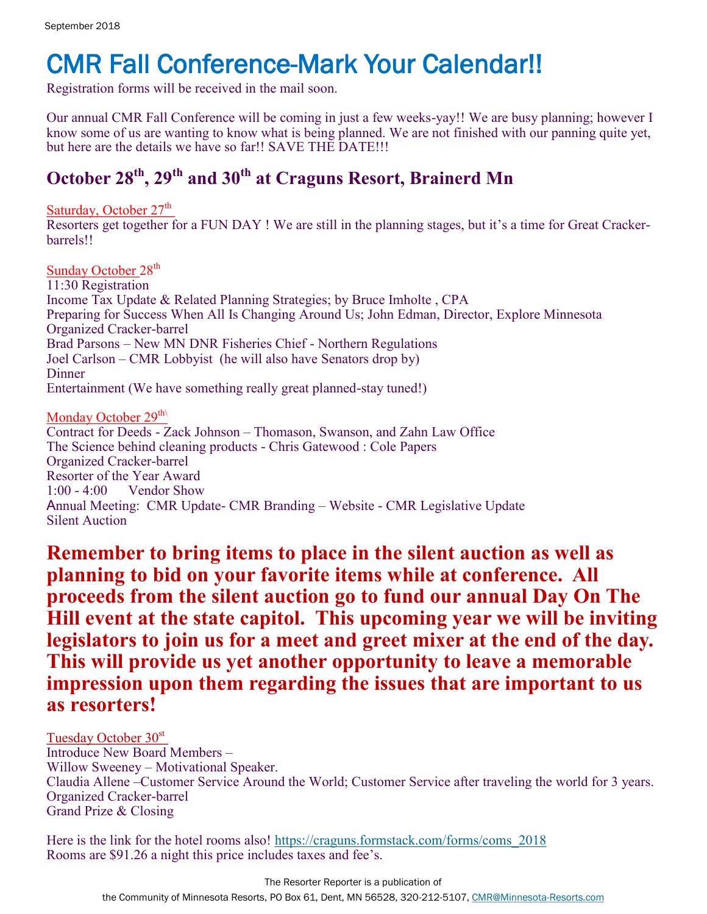# CMR Fall Conference-Mark Your Calendar!!

Registration forms will be received in the mail soon.

Our annual CMR Fall Conference will be coming in just a few weeks-yay!! We are busy planning; however I know some of us are wanting to know what is being planned. We are not finished with our panning quite yet, but here are the details we have so far!! SAVE THE DATE!!!

## October 28th, 29th and 30th at Craguns Resort, Brainerd Mn

Saturday, October 27th

Resorters get together for a FUN DAY ! We are still in the planning stages, but it's a time for Great Cracker-barrels!!

Sunday October 28th

11:30 Registration
Income Tax Update & Related Planning Strategies; by Bruce Imholte , CPA
Preparing for Success When All Is Changing Around Us; John Edman, Director, Explore Minnesota
Organized Cracker-barrel
Brad Parsons – New MN DNR Fisheries Chief - Northern Regulations
Joel Carlson – CMR Lobbyist (he will also have Senators drop by)
Dinner
Entertainment (We have something really great planned-stay tuned!)

Monday October 29th\

Contract for Deeds - Zack Johnson – Thomason, Swanson, and Zahn Law Office
The Science behind cleaning products - Chris Gatewood : Cole Papers
Organized Cracker-barrel
Resorter of the Year Award
1:00 - 4:00 Vendor Show
Annual Meeting: CMR Update- CMR Branding – Website - CMR Legislative Update
Silent Auction

**Remember to bring items to place in the silent auction as well as planning to bid on your favorite items while at conference. All proceeds from the silent auction go to fund our annual Day On The Hill event at the state capitol. This upcoming year we will be inviting legislators to join us for a meet and greet mixer at the end of the day. This will provide us yet another opportunity to leave a memorable impression upon them regarding the issues that are important to us as resorters!**

Tuesday October 30st

Introduce New Board Members –
Willow Sweeney – Motivational Speaker.
Claudia Allene –Customer Service Around the World; Customer Service after traveling the world for 3 years.
Organized Cracker-barrel
Grand Prize & Closing

Here is the link for the hotel rooms also! https://craguns.formstack.com/forms/coms_2018
Rooms are $91.26 a night this price includes taxes and fee's.

The Resorter Reporter is a publication of
the Community of Minnesota Resorts, PO Box 61, Dent, MN 56528, 320-212-5107, CMR@Minnesota-Resorts.com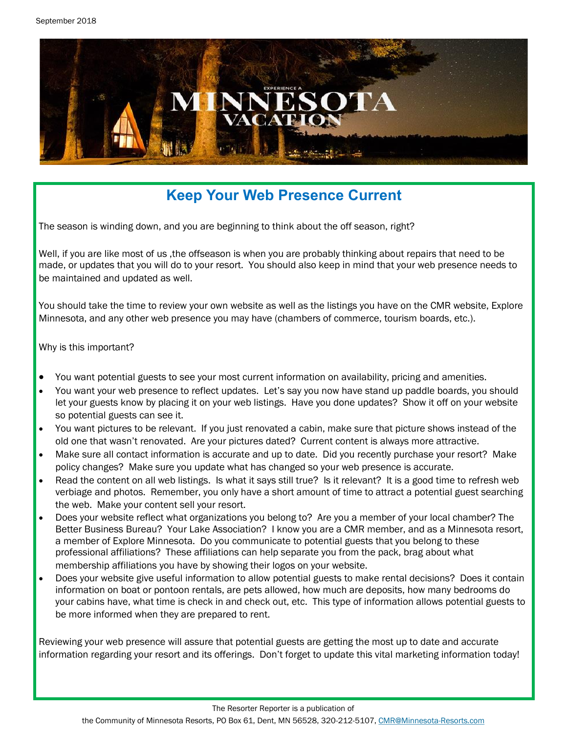September 2018

EXPERIENCE A MINNESOTA VACATION

## Keep Your Web Presence Current

The season is winding down, and you are beginning to think about the off season, right?

Well, if you are like most of us ,the offseason is when you are probably thinking about repairs that need to be made, or updates that you will do to your resort. You should also keep in mind that your web presence needs to be maintained and updated as well.

You should take the time to review your own website as well as the listings you have on the CMR website, Explore Minnesota, and any other web presence you may have (chambers of commerce, tourism boards, etc.).

Why is this important?

- You want potential guests to see your most current information on availability, pricing and amenities.
- You want your web presence to reflect updates. Let's say you now have stand up paddle boards, you should let your guests know by placing it on your web listings. Have you done updates? Show it off on your website so potential guests can see it.
- You want pictures to be relevant. If you just renovated a cabin, make sure that picture shows instead of the old one that wasn't renovated. Are your pictures dated? Current content is always more attractive.
- Make sure all contact information is accurate and up to date. Did you recently purchase your resort? Make policy changes? Make sure you update what has changed so your web presence is accurate.
- Read the content on all web listings. Is what it says still true? Is it relevant? It is a good time to refresh web verbiage and photos. Remember, you only have a short amount of time to attract a potential guest searching the web. Make your content sell your resort.
- Does your website reflect what organizations you belong to? Are you a member of your local chamber? The Better Business Bureau? Your Lake Association? I know you are a CMR member, and as a Minnesota resort, a member of Explore Minnesota. Do you communicate to potential guests that you belong to these professional affiliations? These affiliations can help separate you from the pack, brag about what membership affiliations you have by showing their logos on your website.
- Does your website give useful information to allow potential guests to make rental decisions? Does it contain information on boat or pontoon rentals, are pets allowed, how much are deposits, how many bedrooms do your cabins have, what time is check in and check out, etc. This type of information allows potential guests to be more informed when they are prepared to rent.

Reviewing your web presence will assure that potential guests are getting the most up to date and accurate information regarding your resort and its offerings. Don't forget to update this vital marketing information today!

The Resorter Reporter is a publication of the Community of Minnesota Resorts, PO Box 61, Dent, MN 56528, 320-212-5107, CMR@Minnesota-Resorts.com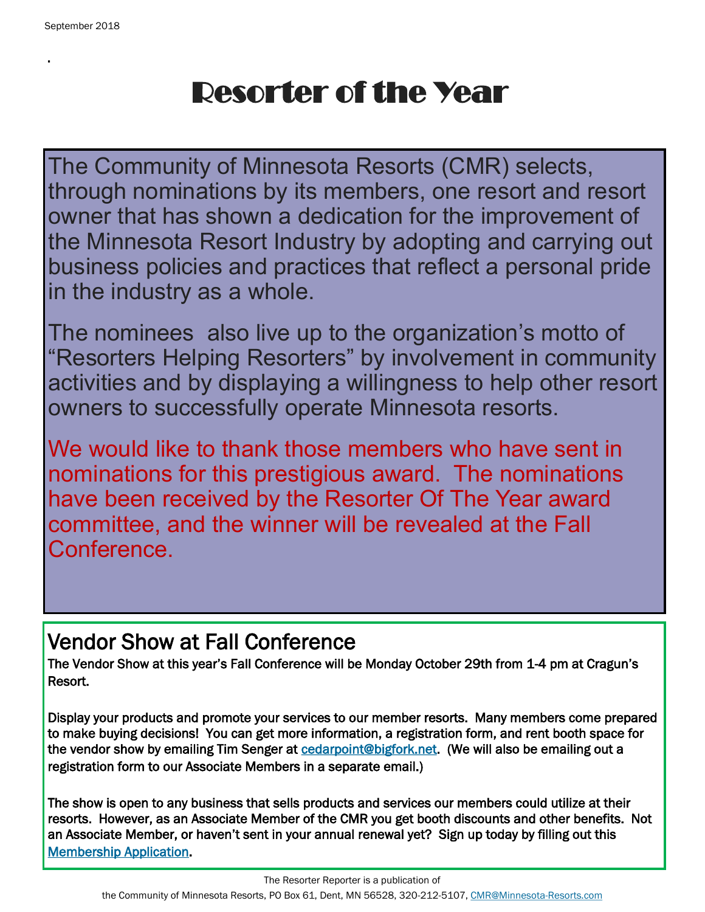# Resorter of the Year

The Community of Minnesota Resorts (CMR) selects, through nominations by its members, one resort and resort owner that has shown a dedication for the improvement of the Minnesota Resort Industry by adopting and carrying out business policies and practices that reflect a personal pride in the industry as a whole.

The nominees also live up to the organization's motto of "Resorters Helping Resorters" by involvement in community activities and by displaying a willingness to help other resort owners to successfully operate Minnesota resorts.

We would like to thank those members who have sent in nominations for this prestigious award. The nominations have been received by the Resorter Of The Year award committee, and the winner will be revealed at the Fall Conference.

## Vendor Show at Fall Conference

**The Vendor Show at this year's Fall Conference will be Monday October 29th from 1-4 pm at Cragun's Resort.**

**Display your products and promote your services to our member resorts. Many members come prepared to make buying decisions! You can get more information, a registration form, and rent booth space for the vendor show by emailing Tim Senger at [cedarpoint@bigfork.net](mailto:cedarpoint@bigfork.net). (We will also be emailing out a registration form to our Associate Members in a separate email.)**

**The show is open to any business that sells products and services our members could utilize at their resorts. However, as an Associate Member of the CMR you get booth discounts and other benefits. Not an Associate Member, or haven't sent in your annual renewal yet? Sign up today by filling out this Membership Application.**

The Resorter Reporter is a publication of the Community of Minnesota Resorts, PO Box 61, Dent, MN 56528, 320-212-5107, [CMR@Minnesota-Resorts.com](mailto:CMR@Minnesota-Resorts.com)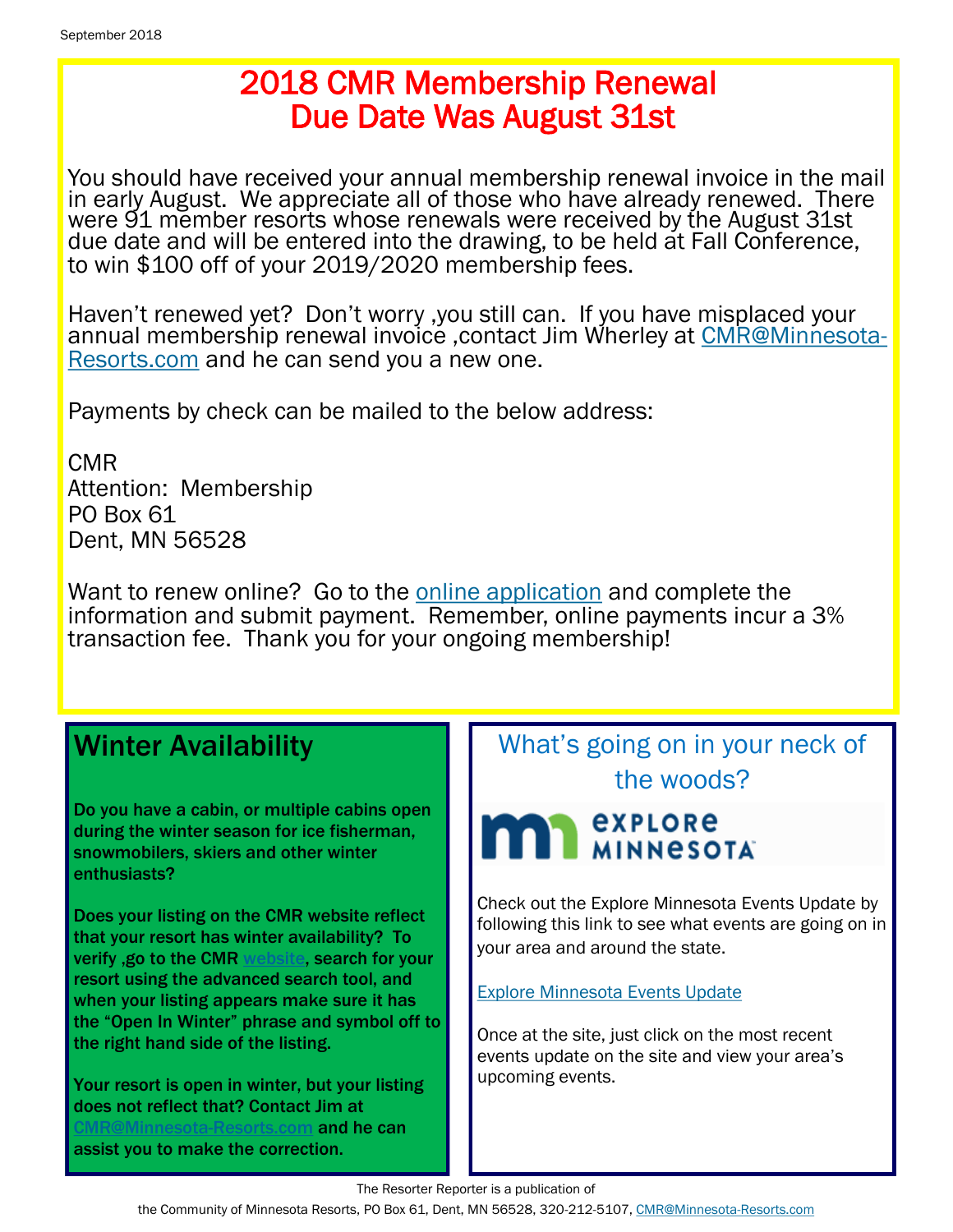# 2018 CMR Membership Renewal Due Date Was August 31st

You should have received your annual membership renewal invoice in the mail in early August. We appreciate all of those who have already renewed. There were 91 member resorts whose renewals were received by the August 31st due date and will be entered into the drawing, to be held at Fall Conference, to win $100 off of your 2019/2020 membership fees.

Haven't renewed yet? Don't worry ,you still can. If you have misplaced your annual membership renewal invoice ,contact Jim Wherley at CMR@Minnesota-Resorts.com and he can send you a new one.

Payments by check can be mailed to the below address:

CMR
Attention: Membership
PO Box 61
Dent, MN 56528

Want to renew online? Go to the online application and complete the information and submit payment. Remember, online payments incur a 3% transaction fee. Thank you for your ongoing membership!

## Winter Availability

**Do you have a cabin, or multiple cabins open during the winter season for ice fisherman, snowmobilers, skiers and other winter enthusiasts?**

**Does your listing on the CMR website reflect that your resort has winter availability? To verify ,go to the CMR website, search for your resort using the advanced search tool, and when your listing appears make sure it has the "Open In Winter" phrase and symbol off to the right hand side of the listing.**

**Your resort is open in winter, but your listing does not reflect that? Contact Jim at CMR@Minnesota-Resorts.com and he can assist you to make the correction.**

## What's going on in your neck of the woods?

EXPLORE MINNESOTA

Check out the Explore Minnesota Events Update by following this link to see what events are going on in your area and around the state.

Explore Minnesota Events Update

Once at the site, just click on the most recent events update on the site and view your area's upcoming events.